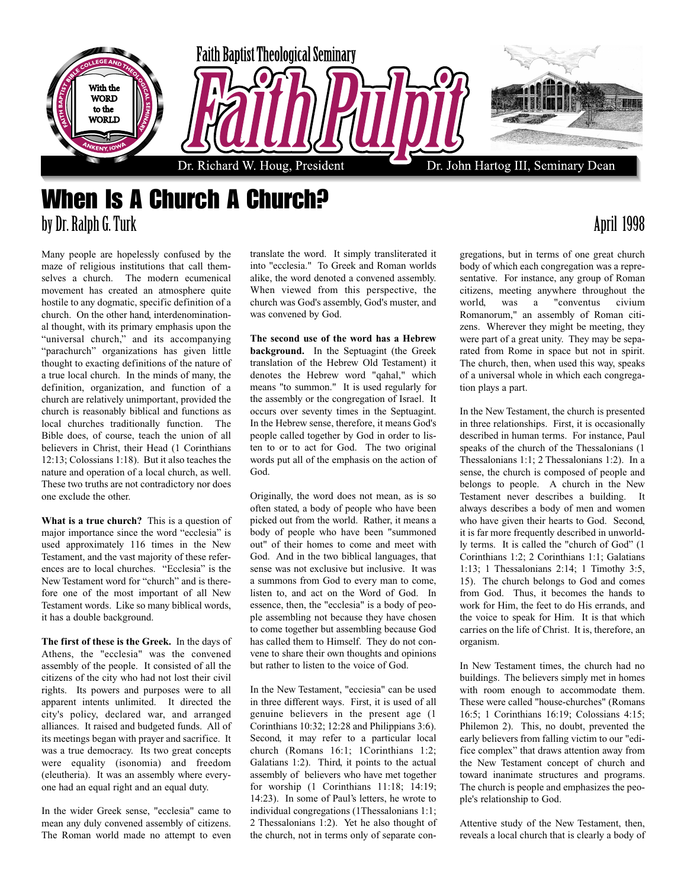Faith Baptist Theological Seminary

# Faith Pulpit

Dr. Richard W. Houg, President

Dr. John Hartog III, Seminary Dean

## When Is A Church A Church?

by Dr. Ralph G. Turk

April 1998

Many people are hopelessly confused by the maze of religious institutions that call themselves a church. The modern ecumenical movement has created an atmosphere quite hostile to any dogmatic, specific definition of a church. On the other hand, interdenominational thought, with its primary emphasis upon the "universal church," and its accompanying "parachurch" organizations has given little thought to exacting definitions of the nature of a true local church. In the minds of many, the definition, organization, and function of a church are relatively unimportant, provided the church is reasonably biblical and functions as local churches traditionally function. The Bible does, of course, teach the union of all believers in Christ, their Head (1 Corinthians 12:13; Colossians 1:18). But it also teaches the nature and operation of a local church, as well. These two truths are not contradictory nor does one exclude the other.

**What is a true church?** This is a question of major importance since the word "ecclesia" is used approximately 116 times in the New Testament, and the vast majority of these references are to local churches. "Ecclesia" is the New Testament word for "church" and is therefore one of the most important of all New Testament words. Like so many biblical words, it has a double background.

**The first of these is the Greek.** In the days of Athens, the "ecclesia" was the convened assembly of the people. It consisted of all the citizens of the city who had not lost their civil rights. Its powers and purposes were to all apparent intents unlimited. It directed the city's policy, declared war, and arranged alliances. It raised and budgeted funds. All of its meetings began with prayer and sacrifice. It was a true democracy. Its two great concepts were equality (isonomia) and freedom (eleutheria). It was an assembly where everyone had an equal right and an equal duty.

In the wider Greek sense, "ecclesia" came to mean any duly convened assembly of citizens. The Roman world made no attempt to even translate the word. It simply transliterated it into "ecclesia." To Greek and Roman worlds alike, the word denoted a convened assembly. When viewed from this perspective, the church was God's assembly, God's muster, and was convened by God.

**The second use of the word has a Hebrew background.** In the Septuagint (the Greek translation of the Hebrew Old Testament) it denotes the Hebrew word "qahal," which means "to summon." It is used regularly for the assembly or the congregation of Israel. It occurs over seventy times in the Septuagint. In the Hebrew sense, therefore, it means God's people called together by God in order to listen to or to act for God. The two original words put all of the emphasis on the action of God.

Originally, the word does not mean, as is so often stated, a body of people who have been picked out from the world. Rather, it means a body of people who have been "summoned out" of their homes to come and meet with God. And in the two biblical languages, that sense was not exclusive but inclusive. It was a summons from God to every man to come, listen to, and act on the Word of God. In essence, then, the "ecclesia" is a body of people assembling not because they have chosen to come together but assembling because God has called them to Himself. They do not convene to share their own thoughts and opinions but rather to listen to the voice of God.

In the New Testament, "ecciesia" can be used in three different ways. First, it is used of all genuine believers in the present age (1 Corinthians 10:32; 12:28 and Philippians 3:6). Second, it may refer to a particular local church (Romans 16:1; 1Corinthians 1:2; Galatians 1:2). Third, it points to the actual assembly of believers who have met together for worship (1 Corinthians 11:18; 14:19; 14:23). In some of Paul's letters, he wrote to individual congregations (1Thessalonians 1:1; 2 Thessalonians 1:2). Yet he also thought of the church, not in terms only of separate congregations, but in terms of one great church body of which each congregation was a representative. For instance, any group of Roman citizens, meeting anywhere throughout the world, was a "conventus civium Romanorum," an assembly of Roman citizens. Wherever they might be meeting, they were part of a great unity. They may be separated from Rome in space but not in spirit. The church, then, when used this way, speaks of a universal whole in which each congregation plays a part.

In the New Testament, the church is presented in three relationships. First, it is occasionally described in human terms. For instance, Paul speaks of the church of the Thessalonians (1 Thessalonians 1:1; 2 Thessalonians 1:2). In a sense, the church is composed of people and belongs to people. A church in the New Testament never describes a building. It always describes a body of men and women who have given their hearts to God. Second, it is far more frequently described in unworldly terms. It is called the "church of God" (1 Corinthians 1:2; 2 Corinthians 1:1; Galatians 1:13; 1 Thessalonians 2:14; 1 Timothy 3:5, 15). The church belongs to God and comes from God. Thus, it becomes the hands to work for Him, the feet to do His errands, and the voice to speak for Him. It is that which carries on the life of Christ. It is, therefore, an organism.

In New Testament times, the church had no buildings. The believers simply met in homes with room enough to accommodate them. These were called "house-churches" (Romans 16:5; 1 Corinthians 16:19; Colossians 4:15; Philemon 2). This, no doubt, prevented the early believers from falling victim to our "edifice complex" that draws attention away from the New Testament concept of church and toward inanimate structures and programs. The church is people and emphasizes the people's relationship to God.

Attentive study of the New Testament, then, reveals a local church that is clearly a body of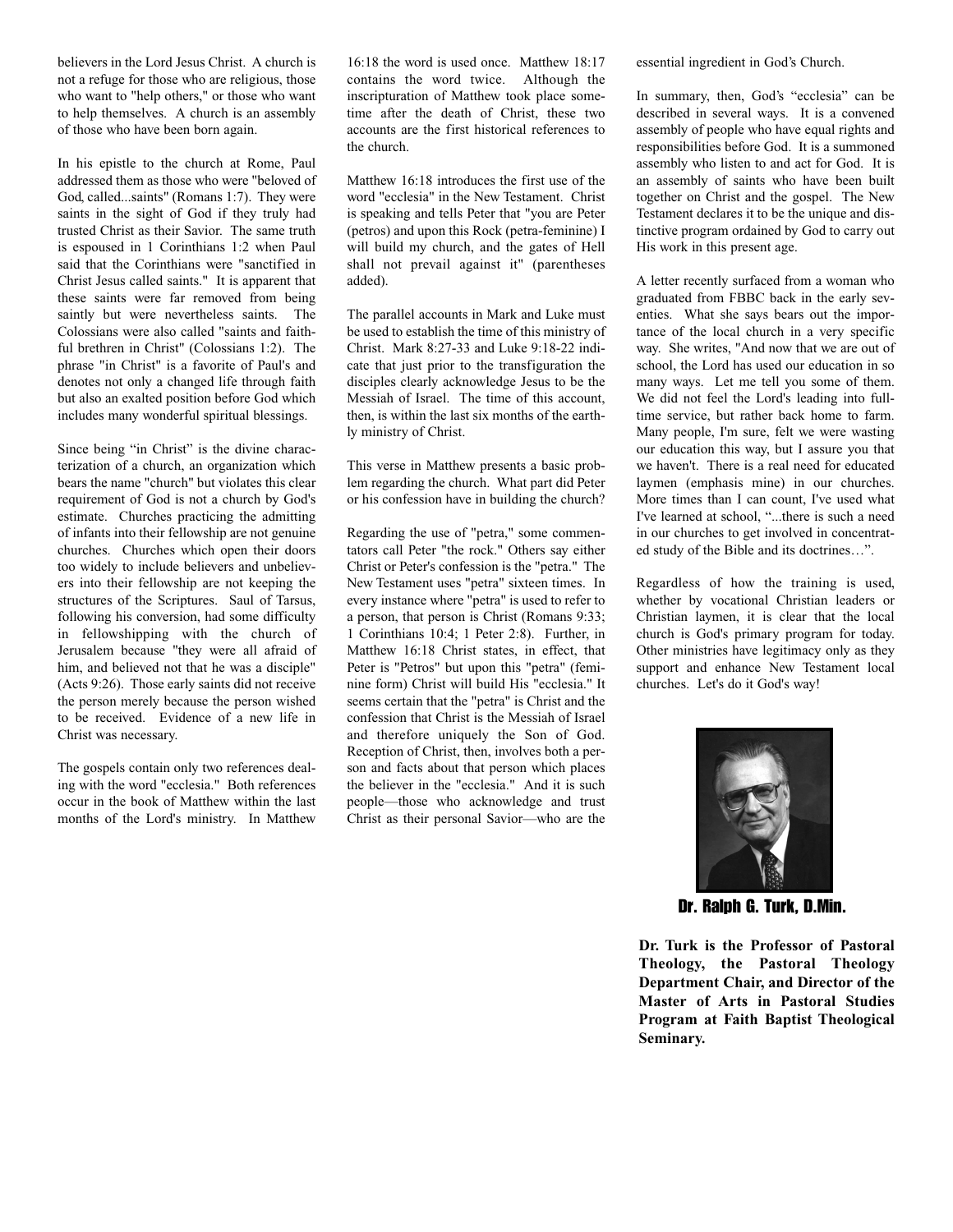believers in the Lord Jesus Christ. A church is not a refuge for those who are religious, those who want to "help others," or those who want to help themselves. A church is an assembly of those who have been born again.

In his epistle to the church at Rome, Paul addressed them as those who were "beloved of God, called...saints" (Romans 1:7). They were saints in the sight of God if they truly had trusted Christ as their Savior. The same truth is espoused in 1 Corinthians 1:2 when Paul said that the Corinthians were "sanctified in Christ Jesus called saints." It is apparent that these saints were far removed from being saintly but were nevertheless saints. The Colossians were also called "saints and faithful brethren in Christ" (Colossians 1:2). The phrase "in Christ" is a favorite of Paul's and denotes not only a changed life through faith but also an exalted position before God which includes many wonderful spiritual blessings.

Since being "in Christ" is the divine characterization of a church, an organization which bears the name "church" but violates this clear requirement of God is not a church by God's estimate. Churches practicing the admitting of infants into their fellowship are not genuine churches. Churches which open their doors too widely to include believers and unbelievers into their fellowship are not keeping the structures of the Scriptures. Saul of Tarsus, following his conversion, had some difficulty in fellowshipping with the church of Jerusalem because "they were all afraid of him, and believed not that he was a disciple" (Acts 9:26). Those early saints did not receive the person merely because the person wished to be received. Evidence of a new life in Christ was necessary.

The gospels contain only two references dealing with the word "ecclesia." Both references occur in the book of Matthew within the last months of the Lord's ministry. In Matthew 16:18 the word is used once. Matthew 18:17 contains the word twice. Although the inscripturation of Matthew took place sometime after the death of Christ, these two accounts are the first historical references to the church.

Matthew 16:18 introduces the first use of the word "ecclesia" in the New Testament. Christ is speaking and tells Peter that "you are Peter (petros) and upon this Rock (petra-feminine) I will build my church, and the gates of Hell shall not prevail against it" (parentheses added).

The parallel accounts in Mark and Luke must be used to establish the time of this ministry of Christ. Mark 8:27-33 and Luke 9:18-22 indicate that just prior to the transfiguration the disciples clearly acknowledge Jesus to be the Messiah of Israel. The time of this account, then, is within the last six months of the earthly ministry of Christ.

This verse in Matthew presents a basic problem regarding the church. What part did Peter or his confession have in building the church?

Regarding the use of "petra," some commentators call Peter "the rock." Others say either Christ or Peter's confession is the "petra." The New Testament uses "petra" sixteen times. In every instance where "petra" is used to refer to a person, that person is Christ (Romans 9:33; 1 Corinthians 10:4; 1 Peter 2:8). Further, in Matthew 16:18 Christ states, in effect, that Peter is "Petros" but upon this "petra" (feminine form) Christ will build His "ecclesia." It seems certain that the "petra" is Christ and the confession that Christ is the Messiah of Israel and therefore uniquely the Son of God. Reception of Christ, then, involves both a person and facts about that person which places the believer in the "ecclesia." And it is such people—those who acknowledge and trust Christ as their personal Savior—who are the essential ingredient in God's Church.

In summary, then, God's "ecclesia" can be described in several ways. It is a convened assembly of people who have equal rights and responsibilities before God. It is a summoned assembly who listen to and act for God. It is an assembly of saints who have been built together on Christ and the gospel. The New Testament declares it to be the unique and distinctive program ordained by God to carry out His work in this present age.

A letter recently surfaced from a woman who graduated from FBBC back in the early seventies. What she says bears out the importance of the local church in a very specific way. She writes, "And now that we are out of school, the Lord has used our education in so many ways. Let me tell you some of them. We did not feel the Lord's leading into full-time service, but rather back home to farm. Many people, I'm sure, felt we were wasting our education this way, but I assure you that we haven't. There is a real need for educated laymen (emphasis mine) in our churches. More times than I can count, I've used what I've learned at school, "...there is such a need in our churches to get involved in concentrated study of the Bible and its doctrines…".

Regardless of how the training is used, whether by vocational Christian leaders or Christian laymen, it is clear that the local church is God's primary program for today. Other ministries have legitimacy only as they support and enhance New Testament local churches. Let's do it God's way!

Dr. Ralph G. Turk, D.Min.

**Dr. Turk is the Professor of Pastoral Theology, the Pastoral Theology Department Chair, and Director of the Master of Arts in Pastoral Studies Program at Faith Baptist Theological Seminary.**